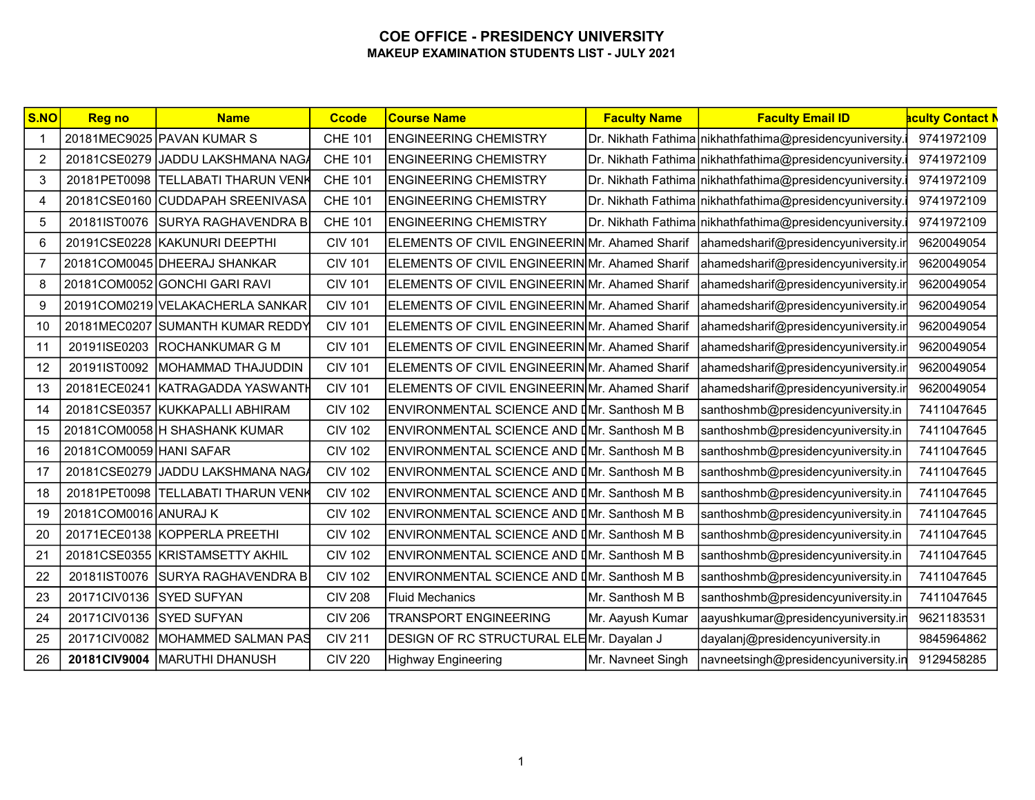# COE OFFICE - PRESIDENCY UNIVERSITY

## MAKEUP EXAMINATION STUDENTS LIST - JULY 2021

| S.NO | Reg no | Name | Ccode | Course Name | Faculty Name | Faculty Email ID | aculty Contact N |
|---|---|---|---|---|---|---|---|
| 1 | 20181MEC9025 | PAVAN KUMAR S | CHE 101 | ENGINEERING CHEMISTRY | Dr. Nikhath Fathima | nikhathfathima@presidencyuniversity.i | 9741972109 |
| 2 | 20181CSE0279 | JADDU LAKSHMANA NAGA | CHE 101 | ENGINEERING CHEMISTRY | Dr. Nikhath Fathima | nikhathfathima@presidencyuniversity.i | 9741972109 |
| 3 | 20181PET0098 | TELLABATI THARUN VENK | CHE 101 | ENGINEERING CHEMISTRY | Dr. Nikhath Fathima | nikhathfathima@presidencyuniversity.i | 9741972109 |
| 4 | 20181CSE0160 | CUDDAPAH SREENIVASA | CHE 101 | ENGINEERING CHEMISTRY | Dr. Nikhath Fathima | nikhathfathima@presidencyuniversity.i | 9741972109 |
| 5 | 20181IST0076 | SURYA RAGHAVENDRA B | CHE 101 | ENGINEERING CHEMISTRY | Dr. Nikhath Fathima | nikhathfathima@presidencyuniversity.i | 9741972109 |
| 6 | 20191CSE0228 | KAKUNURI DEEPTHI | CIV 101 | ELEMENTS OF CIVIL ENGINEERIN | Mr. Ahamed Sharif | ahamedsharif@presidencyuniversity.in | 9620049054 |
| 7 | 20181COM0045 | DHEERAJ SHANKAR | CIV 101 | ELEMENTS OF CIVIL ENGINEERIN | Mr. Ahamed Sharif | ahamedsharif@presidencyuniversity.in | 9620049054 |
| 8 | 20181COM0052 | GONCHI GARI RAVI | CIV 101 | ELEMENTS OF CIVIL ENGINEERIN | Mr. Ahamed Sharif | ahamedsharif@presidencyuniversity.in | 9620049054 |
| 9 | 20191COM0219 | VELAKACHERLA SANKAR | CIV 101 | ELEMENTS OF CIVIL ENGINEERIN | Mr. Ahamed Sharif | ahamedsharif@presidencyuniversity.in | 9620049054 |
| 10 | 20181MEC0207 | SUMANTH KUMAR REDDY | CIV 101 | ELEMENTS OF CIVIL ENGINEERIN | Mr. Ahamed Sharif | ahamedsharif@presidencyuniversity.in | 9620049054 |
| 11 | 20191ISE0203 | ROCHANKUMAR G M | CIV 101 | ELEMENTS OF CIVIL ENGINEERIN | Mr. Ahamed Sharif | ahamedsharif@presidencyuniversity.in | 9620049054 |
| 12 | 20191IST0092 | MOHAMMAD THAJUDDIN | CIV 101 | ELEMENTS OF CIVIL ENGINEERIN | Mr. Ahamed Sharif | ahamedsharif@presidencyuniversity.in | 9620049054 |
| 13 | 20181ECE0241 | KATRAGADDA YASWANTH | CIV 101 | ELEMENTS OF CIVIL ENGINEERIN | Mr. Ahamed Sharif | ahamedsharif@presidencyuniversity.in | 9620049054 |
| 14 | 20181CSE0357 | KUKKAPALLI ABHIRAM | CIV 102 | ENVIRONMENTAL SCIENCE AND D | Mr. Santhosh M B | santhoshmb@presidencyuniversity.in | 7411047645 |
| 15 | 20181COM0058 | H SHASHANK KUMAR | CIV 102 | ENVIRONMENTAL SCIENCE AND D | Mr. Santhosh M B | santhoshmb@presidencyuniversity.in | 7411047645 |
| 16 | 20181COM0059 | HANI SAFAR | CIV 102 | ENVIRONMENTAL SCIENCE AND D | Mr. Santhosh M B | santhoshmb@presidencyuniversity.in | 7411047645 |
| 17 | 20181CSE0279 | JADDU LAKSHMANA NAGA | CIV 102 | ENVIRONMENTAL SCIENCE AND D | Mr. Santhosh M B | santhoshmb@presidencyuniversity.in | 7411047645 |
| 18 | 20181PET0098 | TELLABATI THARUN VENK | CIV 102 | ENVIRONMENTAL SCIENCE AND D | Mr. Santhosh M B | santhoshmb@presidencyuniversity.in | 7411047645 |
| 19 | 20181COM0016 | ANURAJ K | CIV 102 | ENVIRONMENTAL SCIENCE AND D | Mr. Santhosh M B | santhoshmb@presidencyuniversity.in | 7411047645 |
| 20 | 20171ECE0138 | KOPPERLA PREETHI | CIV 102 | ENVIRONMENTAL SCIENCE AND D | Mr. Santhosh M B | santhoshmb@presidencyuniversity.in | 7411047645 |
| 21 | 20181CSE0355 | KRISTAMSETTY AKHIL | CIV 102 | ENVIRONMENTAL SCIENCE AND D | Mr. Santhosh M B | santhoshmb@presidencyuniversity.in | 7411047645 |
| 22 | 20181IST0076 | SURYA RAGHAVENDRA B | CIV 102 | ENVIRONMENTAL SCIENCE AND D | Mr. Santhosh M B | santhoshmb@presidencyuniversity.in | 7411047645 |
| 23 | 20171CIV0136 | SYED SUFYAN | CIV 208 | Fluid Mechanics | Mr. Santhosh M B | santhoshmb@presidencyuniversity.in | 7411047645 |
| 24 | 20171CIV0136 | SYED SUFYAN | CIV 206 | TRANSPORT ENGINEERING | Mr. Aayush Kumar | aayushkumar@presidencyuniversity.in | 9621183531 |
| 25 | 20171CIV0082 | MOHAMMED SALMAN PAS | CIV 211 | DESIGN OF RC STRUCTURAL ELE | Mr. Dayalan J | dayalanj@presidencyuniversity.in | 9845964862 |
| 26 | **20181CIV9004** | MARUTHI DHANUSH | CIV 220 | Highway Engineering | Mr. Navneet Singh | navneetsingh@presidencyuniversity.in | 9129458285 |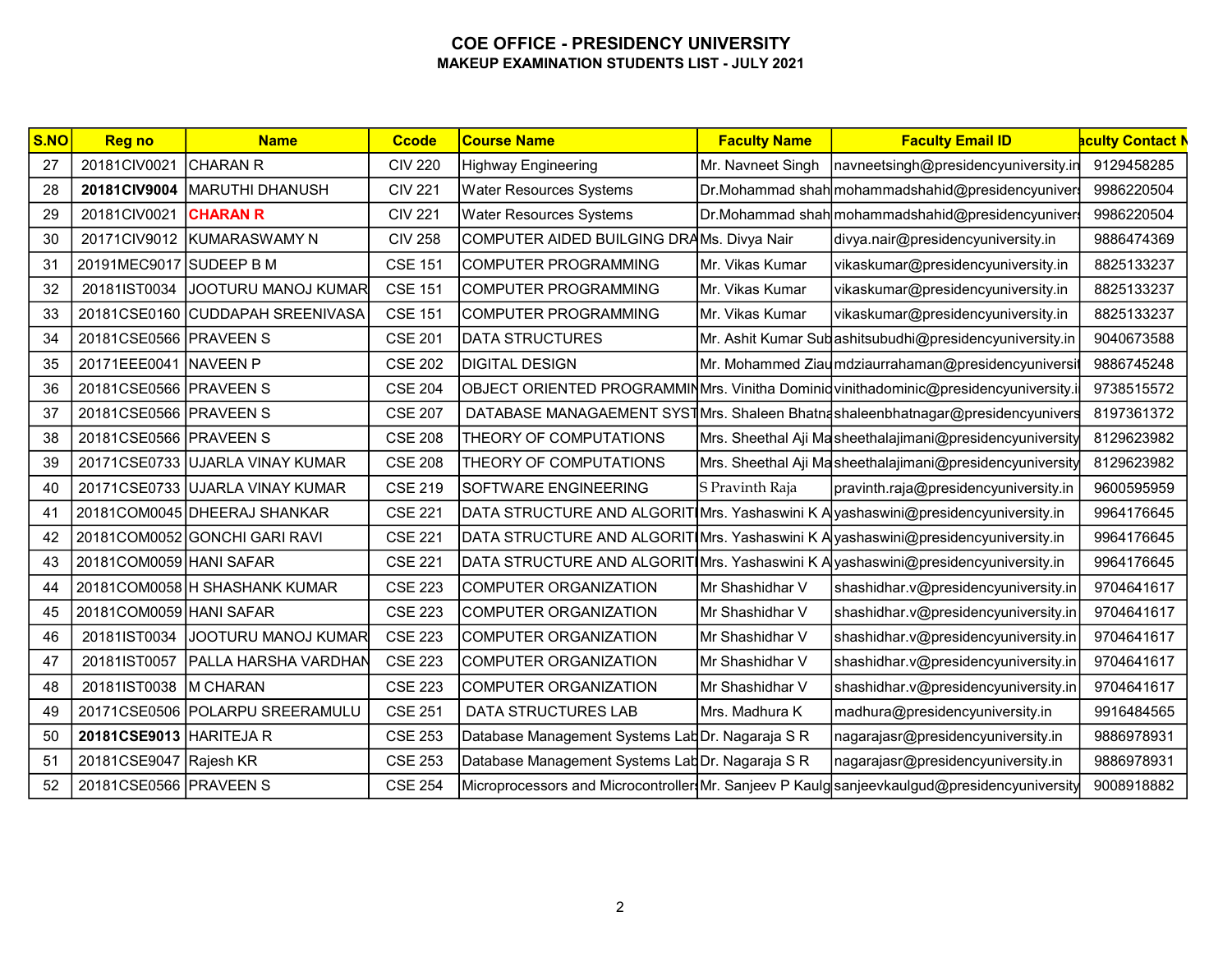# COE OFFICE - PRESIDENCY UNIVERSITY

## MAKEUP EXAMINATION STUDENTS LIST - JULY 2021

| S.NO | Reg no | Name | Ccode | Course Name | Faculty Name | Faculty Email ID | aculty Contact N |
|---|---|---|---|---|---|---|---|
| 27 | 20181CIV0021 | CHARAN R | CIV 220 | Highway Engineering | Mr. Navneet Singh | navneetsingh@presidencyuniversity.in | 9129458285 |
| 28 | **20181CIV9004** | MARUTHI DHANUSH | CIV 221 | Water Resources Systems | Dr.Mohammad shah | mohammadshahid@presidencyunivers | 9986220504 |
| 29 | 20181CIV0021 | **CHARAN R** | CIV 221 | Water Resources Systems | Dr.Mohammad shah | mohammadshahid@presidencyunivers | 9986220504 |
| 30 | 20171CIV9012 | KUMARASWAMY N | CIV 258 | COMPUTER AIDED BUILGING DRA | Ms. Divya Nair | divya.nair@presidencyuniversity.in | 9886474369 |
| 31 | 20191MEC9017 | SUDEEP B M | CSE 151 | COMPUTER PROGRAMMING | Mr. Vikas Kumar | vikaskumar@presidencyuniversity.in | 8825133237 |
| 32 | 20181IST0034 | JOOTURU MANOJ KUMAR | CSE 151 | COMPUTER PROGRAMMING | Mr. Vikas Kumar | vikaskumar@presidencyuniversity.in | 8825133237 |
| 33 | 20181CSE0160 | CUDDAPAH SREENIVASA | CSE 151 | COMPUTER PROGRAMMING | Mr. Vikas Kumar | vikaskumar@presidencyuniversity.in | 8825133237 |
| 34 | 20181CSE0566 | PRAVEEN S | CSE 201 | DATA STRUCTURES | Mr. Ashit Kumar Sub | ashitsubudhi@presidencyuniversity.in | 9040673588 |
| 35 | 20171EEE0041 | NAVEEN P | CSE 202 | DIGITAL DESIGN | Mr. Mohammed Ziau | mdziaurrahaman@presidencyuniversit | 9886745248 |
| 36 | 20181CSE0566 | PRAVEEN S | CSE 204 | OBJECT ORIENTED PROGRAMMIN | Mrs. Vinitha Dominic | vinithadominic@presidencyuniversity.i | 9738515572 |
| 37 | 20181CSE0566 | PRAVEEN S | CSE 207 | DATABASE MANAGAEMENT SYST | Mrs. Shaleen Bhatna | shaleenbhatnagar@presidencyunivers | 8197361372 |
| 38 | 20181CSE0566 | PRAVEEN S | CSE 208 | THEORY OF COMPUTATIONS | Mrs. Sheethal Aji Ma | sheethalajimani@presidencyuniversity | 8129623982 |
| 39 | 20171CSE0733 | UJARLA VINAY KUMAR | CSE 208 | THEORY OF COMPUTATIONS | Mrs. Sheethal Aji Ma | sheethalajimani@presidencyuniversity | 8129623982 |
| 40 | 20171CSE0733 | UJARLA VINAY KUMAR | CSE 219 | SOFTWARE ENGINEERING | S Pravinth Raja | pravinth.raja@presidencyuniversity.in | 9600595959 |
| 41 | 20181COM0045 | DHEERAJ SHANKAR | CSE 221 | DATA STRUCTURE AND ALGORIT | Mrs. Yashaswini K A | yashaswini@presidencyuniversity.in | 9964176645 |
| 42 | 20181COM0052 | GONCHI GARI RAVI | CSE 221 | DATA STRUCTURE AND ALGORIT | Mrs. Yashaswini K A | yashaswini@presidencyuniversity.in | 9964176645 |
| 43 | 20181COM0059 | HANI SAFAR | CSE 221 | DATA STRUCTURE AND ALGORIT | Mrs. Yashaswini K A | yashaswini@presidencyuniversity.in | 9964176645 |
| 44 | 20181COM0058 | H SHASHANK KUMAR | CSE 223 | COMPUTER ORGANIZATION | Mr Shashidhar V | shashidhar.v@presidencyuniversity.in | 9704641617 |
| 45 | 20181COM0059 | HANI SAFAR | CSE 223 | COMPUTER ORGANIZATION | Mr Shashidhar V | shashidhar.v@presidencyuniversity.in | 9704641617 |
| 46 | 20181IST0034 | JOOTURU MANOJ KUMAR | CSE 223 | COMPUTER ORGANIZATION | Mr Shashidhar V | shashidhar.v@presidencyuniversity.in | 9704641617 |
| 47 | 20181IST0057 | PALLA HARSHA VARDHAN | CSE 223 | COMPUTER ORGANIZATION | Mr Shashidhar V | shashidhar.v@presidencyuniversity.in | 9704641617 |
| 48 | 20181IST0038 | M CHARAN | CSE 223 | COMPUTER ORGANIZATION | Mr Shashidhar V | shashidhar.v@presidencyuniversity.in | 9704641617 |
| 49 | 20171CSE0506 | POLARPU SREERAMULU | CSE 251 | DATA STRUCTURES LAB | Mrs. Madhura K | madhura@presidencyuniversity.in | 9916484565 |
| 50 | **20181CSE9013** | HARITEJA R | CSE 253 | Database Management Systems Lab | Dr. Nagaraja S R | nagarajasr@presidencyuniversity.in | 9886978931 |
| 51 | 20181CSE9047 | Rajesh KR | CSE 253 | Database Management Systems Lab | Dr. Nagaraja S R | nagarajasr@presidencyuniversity.in | 9886978931 |
| 52 | 20181CSE0566 | PRAVEEN S | CSE 254 | Microprocessors and Microcontroller | Mr. Sanjeev P Kaulg | sanjeevkaulgud@presidencyuniversity | 9008918882 |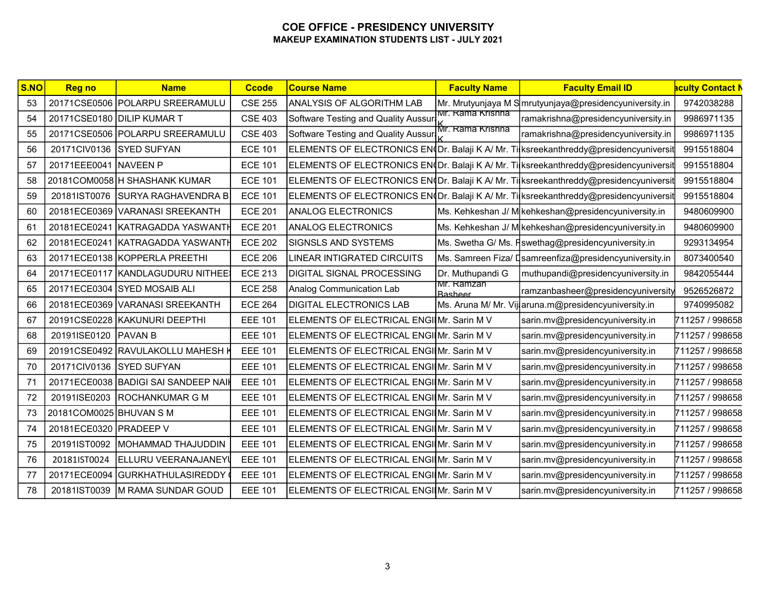# COE OFFICE - PRESIDENCY UNIVERSITY

## MAKEUP EXAMINATION STUDENTS LIST - JULY 2021

| S.NO | Reg no | Name | Ccode | Course Name | Faculty Name | Faculty Email ID | aculty Contact N |
|---|---|---|---|---|---|---|---|
| 53 | 20171CSE0506 | POLARPU SREERAMULU | CSE 255 | ANALYSIS OF ALGORITHM LAB | Mr. Mrutyunjaya M S | mrutyunjaya@presidencyuniversity.in | 9742038288 |
| 54 | 20171CSE0180 | DILIP KUMAR T | CSE 403 | Software Testing and Quality Aussur | Mr. Rama Krishna K | ramakrishna@presidencyuniversity.in | 9986971135 |
| 55 | 20171CSE0506 | POLARPU SREERAMULU | CSE 403 | Software Testing and Quality Aussur | Mr. Rama Krishna K | ramakrishna@presidencyuniversity.in | 9986971135 |
| 56 | 20171CIV0136 | SYED SUFYAN | ECE 101 | ELEMENTS OF ELECTRONICS EN | Dr. Balaji K A/ Mr. Ti | ksreekanthreddy@presidencyuniversit | 9915518804 |
| 57 | 20171EEE0041 | NAVEEN P | ECE 101 | ELEMENTS OF ELECTRONICS EN | Dr. Balaji K A/ Mr. Ti | ksreekanthreddy@presidencyuniversit | 9915518804 |
| 58 | 20181COM0058 | H SHASHANK KUMAR | ECE 101 | ELEMENTS OF ELECTRONICS EN | Dr. Balaji K A/ Mr. Ti | ksreekanthreddy@presidencyuniversit | 9915518804 |
| 59 | 20181IST0076 | SURYA RAGHAVENDRA B | ECE 101 | ELEMENTS OF ELECTRONICS EN | Dr. Balaji K A/ Mr. Ti | ksreekanthreddy@presidencyuniversit | 9915518804 |
| 60 | 20181ECE0369 | VARANASI SREEKANTH | ECE 201 | ANALOG ELECTRONICS | Ms. Kehkeshan J/ M | kehkeshan@presidencyuniversity.in | 9480609900 |
| 61 | 20181ECE0241 | KATRAGADDA YASWANTH | ECE 201 | ANALOG ELECTRONICS | Ms. Kehkeshan J/ M | kehkeshan@presidencyuniversity.in | 9480609900 |
| 62 | 20181ECE0241 | KATRAGADDA YASWANTH | ECE 202 | SIGNSLS AND SYSTEMS | Ms. Swetha G/ Ms. F | swethag@presidencyuniversity.in | 9293134954 |
| 63 | 20171ECE0138 | KOPPERLA PREETHI | ECE 206 | LINEAR INTIGRATED CIRCUITS | Ms. Samreen Fiza/ D | samreenfiza@presidencyuniversity.in | 8073400540 |
| 64 | 20171ECE0117 | KANDLAGUDURU NITHEE | ECE 213 | DIGITAL SIGNAL PROCESSING | Dr. Muthupandi G | muthupandi@presidencyuniversity.in | 9842055444 |
| 65 | 20171ECE0304 | SYED MOSAIB ALI | ECE 258 | Analog Communication Lab | Mr. Ramzan Basheer | ramzanbasheer@presidencyuniversity | 9526526872 |
| 66 | 20181ECE0369 | VARANASI SREEKANTH | ECE 264 | DIGITAL ELECTRONICS LAB | Ms. Aruna M/ Mr. Vij | aruna.m@presidencyuniversity.in | 9740995082 |
| 67 | 20191CSE0228 | KAKUNURI DEEPTHI | EEE 101 | ELEMENTS OF ELECTRICAL ENGI | Mr. Sarin M V | sarin.mv@presidencyuniversity.in | 711257 / 998658 |
| 68 | 20191ISE0120 | PAVAN B | EEE 101 | ELEMENTS OF ELECTRICAL ENGI | Mr. Sarin M V | sarin.mv@presidencyuniversity.in | 711257 / 998658 |
| 69 | 20191CSE0492 | RAVULAKOLLU MAHESH K | EEE 101 | ELEMENTS OF ELECTRICAL ENGI | Mr. Sarin M V | sarin.mv@presidencyuniversity.in | 711257 / 998658 |
| 70 | 20171CIV0136 | SYED SUFYAN | EEE 101 | ELEMENTS OF ELECTRICAL ENGI | Mr. Sarin M V | sarin.mv@presidencyuniversity.in | 711257 / 998658 |
| 71 | 20171ECE0038 | BADIGI SAI SANDEEP NAI | EEE 101 | ELEMENTS OF ELECTRICAL ENGI | Mr. Sarin M V | sarin.mv@presidencyuniversity.in | 711257 / 998658 |
| 72 | 20191ISE0203 | ROCHANKUMAR G M | EEE 101 | ELEMENTS OF ELECTRICAL ENGI | Mr. Sarin M V | sarin.mv@presidencyuniversity.in | 711257 / 998658 |
| 73 | 20181COM0025 | BHUVAN S M | EEE 101 | ELEMENTS OF ELECTRICAL ENGI | Mr. Sarin M V | sarin.mv@presidencyuniversity.in | 711257 / 998658 |
| 74 | 20181ECE0320 | PRADEEP V | EEE 101 | ELEMENTS OF ELECTRICAL ENGI | Mr. Sarin M V | sarin.mv@presidencyuniversity.in | 711257 / 998658 |
| 75 | 20191IST0092 | MOHAMMAD THAJUDDIN | EEE 101 | ELEMENTS OF ELECTRICAL ENGI | Mr. Sarin M V | sarin.mv@presidencyuniversity.in | 711257 / 998658 |
| 76 | 20181IST0024 | ELLURU VEERANAJANEY | EEE 101 | ELEMENTS OF ELECTRICAL ENGI | Mr. Sarin M V | sarin.mv@presidencyuniversity.in | 711257 / 998658 |
| 77 | 20171ECE0094 | GURKHATHULASIREDDY | EEE 101 | ELEMENTS OF ELECTRICAL ENGI | Mr. Sarin M V | sarin.mv@presidencyuniversity.in | 711257 / 998658 |
| 78 | 20181IST0039 | M RAMA SUNDAR GOUD | EEE 101 | ELEMENTS OF ELECTRICAL ENGI | Mr. Sarin M V | sarin.mv@presidencyuniversity.in | 711257 / 998658 |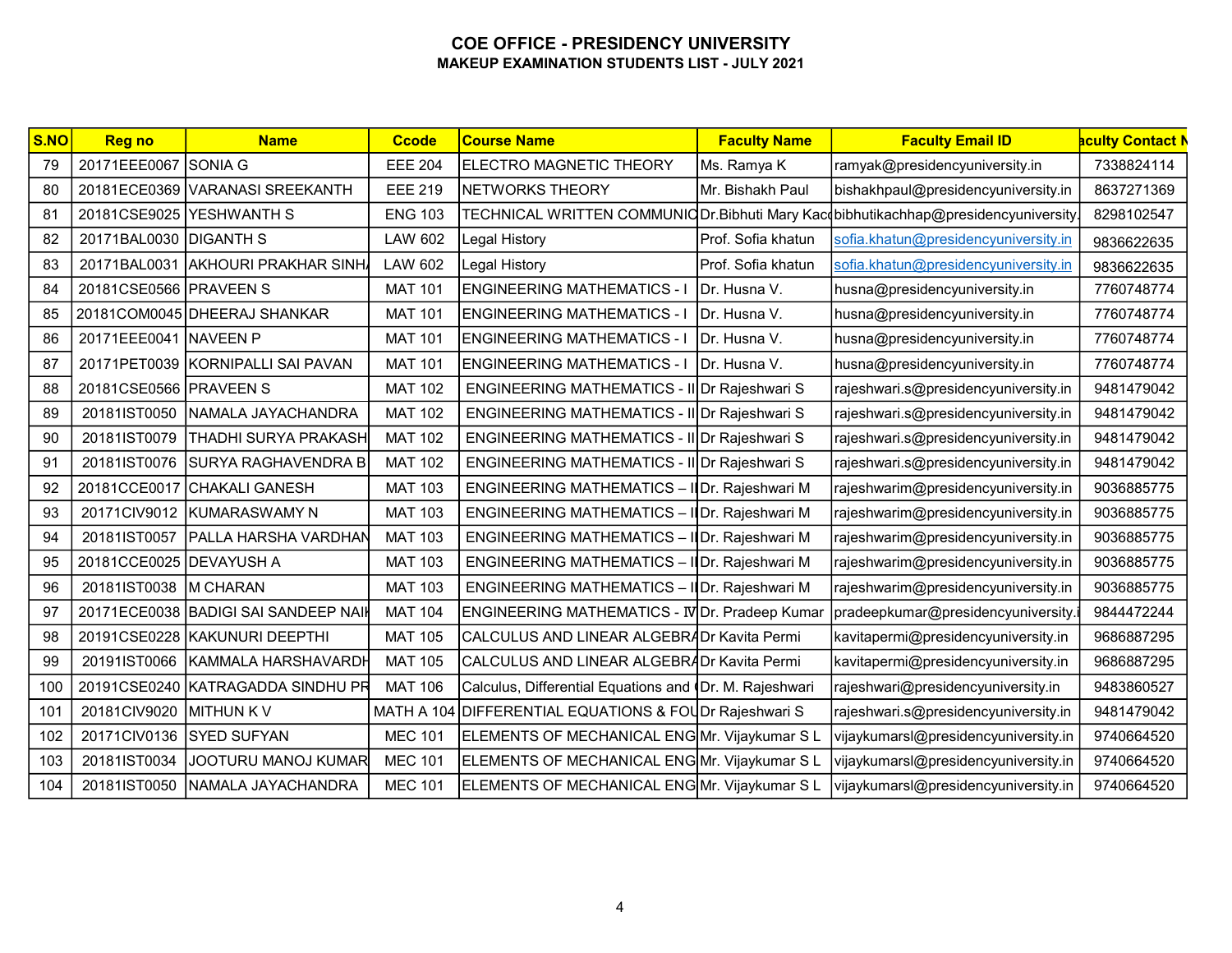# COE OFFICE - PRESIDENCY UNIVERSITY

## MAKEUP EXAMINATION STUDENTS LIST - JULY 2021

| S.NO | Reg no | Name | Ccode | Course Name | Faculty Name | Faculty Email ID | aculty Contact N |
|---|---|---|---|---|---|---|---|
| 79 | 20171EEE0067 | SONIA G | EEE 204 | ELECTRO MAGNETIC THEORY | Ms. Ramya K | ramyak@presidencyuniversity.in | 7338824114 |
| 80 | 20181ECE0369 | VARANASI SREEKANTH | EEE 219 | NETWORKS THEORY | Mr. Bishakh Paul | bishakhpaul@presidencyuniversity.in | 8637271369 |
| 81 | 20181CSE9025 | YESHWANTH S | ENG 103 | TECHNICAL WRITTEN COMMUNIC | Dr.Bibhuti Mary Kac | bibhutikachhap@presidencyuniversity. | 8298102547 |
| 82 | 20171BAL0030 | DIGANTH S | LAW 602 | Legal History | Prof. Sofia khatun | sofia.khatun@presidencyuniversity.in | 9836622635 |
| 83 | 20171BAL0031 | AKHOURI PRAKHAR SINH | LAW 602 | Legal History | Prof. Sofia khatun | sofia.khatun@presidencyuniversity.in | 9836622635 |
| 84 | 20181CSE0566 | PRAVEEN S | MAT 101 | ENGINEERING MATHEMATICS - I | Dr. Husna V. | husna@presidencyuniversity.in | 7760748774 |
| 85 | 20181COM0045 | DHEERAJ SHANKAR | MAT 101 | ENGINEERING MATHEMATICS - I | Dr. Husna V. | husna@presidencyuniversity.in | 7760748774 |
| 86 | 20171EEE0041 | NAVEEN P | MAT 101 | ENGINEERING MATHEMATICS - I | Dr. Husna V. | husna@presidencyuniversity.in | 7760748774 |
| 87 | 20171PET0039 | KORNIPALLI SAI PAVAN | MAT 101 | ENGINEERING MATHEMATICS - I | Dr. Husna V. | husna@presidencyuniversity.in | 7760748774 |
| 88 | 20181CSE0566 | PRAVEEN S | MAT 102 | ENGINEERING MATHEMATICS - II | Dr Rajeshwari S | rajeshwari.s@presidencyuniversity.in | 9481479042 |
| 89 | 20181IST0050 | NAMALA JAYACHANDRA | MAT 102 | ENGINEERING MATHEMATICS - II | Dr Rajeshwari S | rajeshwari.s@presidencyuniversity.in | 9481479042 |
| 90 | 20181IST0079 | THADHI SURYA PRAKASH | MAT 102 | ENGINEERING MATHEMATICS - II | Dr Rajeshwari S | rajeshwari.s@presidencyuniversity.in | 9481479042 |
| 91 | 20181IST0076 | SURYA RAGHAVENDRA B | MAT 102 | ENGINEERING MATHEMATICS - II | Dr Rajeshwari S | rajeshwari.s@presidencyuniversity.in | 9481479042 |
| 92 | 20181CCE0017 | CHAKALI GANESH | MAT 103 | ENGINEERING MATHEMATICS – I | Dr. Rajeshwari M | rajeshwarim@presidencyuniversity.in | 9036885775 |
| 93 | 20171CIV9012 | KUMARASWAMY N | MAT 103 | ENGINEERING MATHEMATICS – I | Dr. Rajeshwari M | rajeshwarim@presidencyuniversity.in | 9036885775 |
| 94 | 20181IST0057 | PALLA HARSHA VARDHAN | MAT 103 | ENGINEERING MATHEMATICS – I | Dr. Rajeshwari M | rajeshwarim@presidencyuniversity.in | 9036885775 |
| 95 | 20181CCE0025 | DEVAYUSH A | MAT 103 | ENGINEERING MATHEMATICS – I | Dr. Rajeshwari M | rajeshwarim@presidencyuniversity.in | 9036885775 |
| 96 | 20181IST0038 | M CHARAN | MAT 103 | ENGINEERING MATHEMATICS – I | Dr. Rajeshwari M | rajeshwarim@presidencyuniversity.in | 9036885775 |
| 97 | 20171ECE0038 | BADIGI SAI SANDEEP NAI | MAT 104 | ENGINEERING MATHEMATICS - IV | Dr. Pradeep Kumar | pradeepkumar@presidencyuniversity.i | 9844472244 |
| 98 | 20191CSE0228 | KAKUNURI DEEPTHI | MAT 105 | CALCULUS AND LINEAR ALGEBRA | Dr Kavita Permi | kavitapermi@presidencyuniversity.in | 9686887295 |
| 99 | 20191IST0066 | KAMMALA HARSHAVARDH | MAT 105 | CALCULUS AND LINEAR ALGEBRA | Dr Kavita Permi | kavitapermi@presidencyuniversity.in | 9686887295 |
| 100 | 20191CSE0240 | KATRAGADDA SINDHU PR | MAT 106 | Calculus, Differential Equations and | Dr. M. Rajeshwari | rajeshwari@presidencyuniversity.in | 9483860527 |
| 101 | 20181CIV9020 | MITHUN K V | MATH A 104 | DIFFERENTIAL EQUATIONS & FOU | Dr Rajeshwari S | rajeshwari.s@presidencyuniversity.in | 9481479042 |
| 102 | 20171CIV0136 | SYED SUFYAN | MEC 101 | ELEMENTS OF MECHANICAL ENG | Mr. Vijaykumar S L | vijaykumarsl@presidencyuniversity.in | 9740664520 |
| 103 | 20181IST0034 | JOOTURU MANOJ KUMAR | MEC 101 | ELEMENTS OF MECHANICAL ENG | Mr. Vijaykumar S L | vijaykumarsl@presidencyuniversity.in | 9740664520 |
| 104 | 20181IST0050 | NAMALA JAYACHANDRA | MEC 101 | ELEMENTS OF MECHANICAL ENG | Mr. Vijaykumar S L | vijaykumarsl@presidencyuniversity.in | 9740664520 |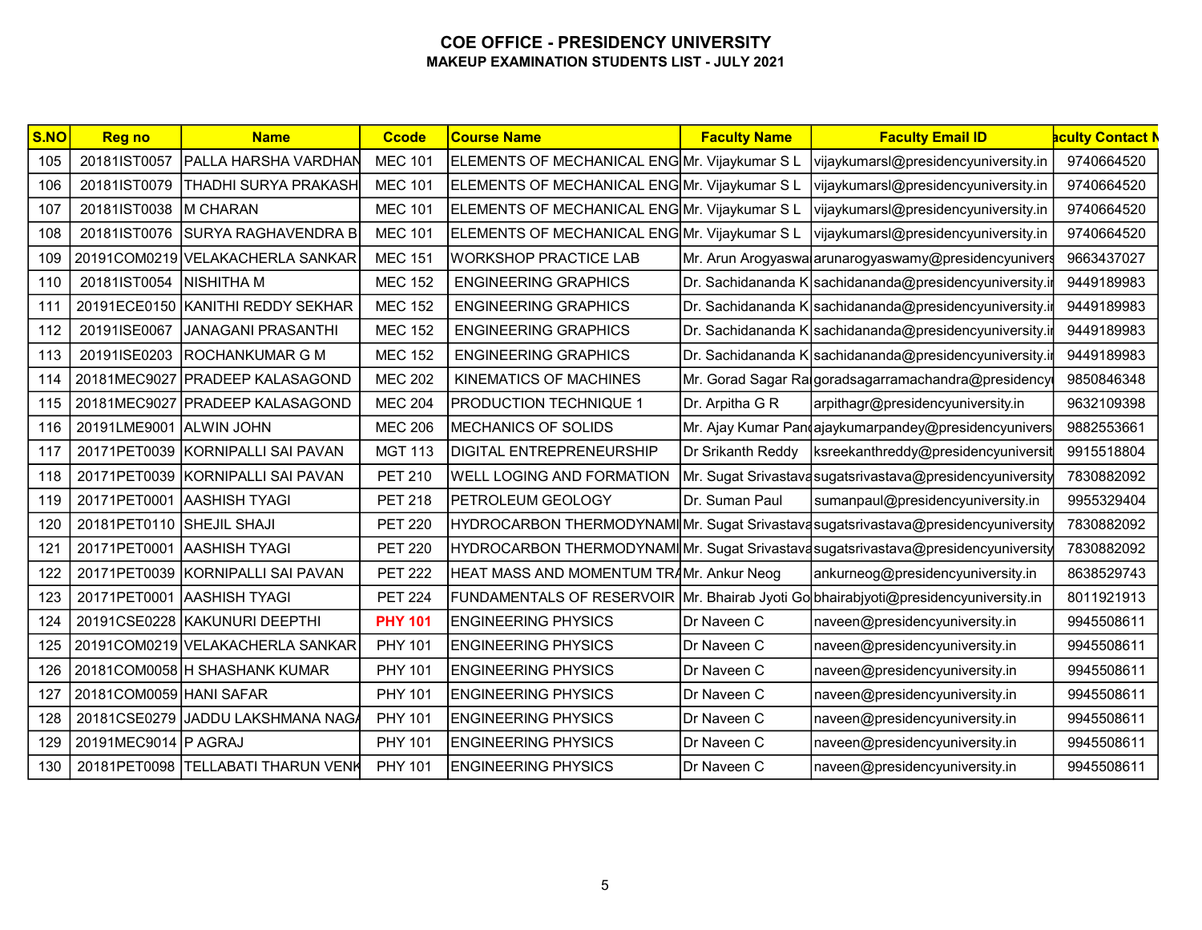# COE OFFICE - PRESIDENCY UNIVERSITY

## MAKEUP EXAMINATION STUDENTS LIST - JULY 2021

| S.NO | Reg no | Name | Ccode | Course Name | Faculty Name | Faculty Email ID | aculty Contact N |
|---|---|---|---|---|---|---|---|
| 105 | 20181IST0057 | PALLA HARSHA VARDHAN | MEC 101 | ELEMENTS OF MECHANICAL ENG | Mr. Vijaykumar S L | vijaykumarsl@presidencyuniversity.in | 9740664520 |
| 106 | 20181IST0079 | THADHI SURYA PRAKASH | MEC 101 | ELEMENTS OF MECHANICAL ENG | Mr. Vijaykumar S L | vijaykumarsl@presidencyuniversity.in | 9740664520 |
| 107 | 20181IST0038 | M CHARAN | MEC 101 | ELEMENTS OF MECHANICAL ENG | Mr. Vijaykumar S L | vijaykumarsl@presidencyuniversity.in | 9740664520 |
| 108 | 20181IST0076 | SURYA RAGHAVENDRA B | MEC 101 | ELEMENTS OF MECHANICAL ENG | Mr. Vijaykumar S L | vijaykumarsl@presidencyuniversity.in | 9740664520 |
| 109 | 20191COM0219 | VELAKACHERLA SANKAR | MEC 151 | WORKSHOP PRACTICE LAB | Mr. Arun Arogyaswa | arunarogyaswamy@presidencyunivers | 9663437027 |
| 110 | 20181IST0054 | NISHITHA M | MEC 152 | ENGINEERING GRAPHICS | Dr. Sachidananda K | sachidananda@presidencyuniversity.i | 9449189983 |
| 111 | 20191ECE0150 | KANITHI REDDY SEKHAR | MEC 152 | ENGINEERING GRAPHICS | Dr. Sachidananda K | sachidananda@presidencyuniversity.i | 9449189983 |
| 112 | 20191ISE0067 | JANAGANI PRASANTHI | MEC 152 | ENGINEERING GRAPHICS | Dr. Sachidananda K | sachidananda@presidencyuniversity.i | 9449189983 |
| 113 | 20191ISE0203 | ROCHANKUMAR G M | MEC 152 | ENGINEERING GRAPHICS | Dr. Sachidananda K | sachidananda@presidencyuniversity.i | 9449189983 |
| 114 | 20181MEC9027 | PRADEEP KALASAGOND | MEC 202 | KINEMATICS OF MACHINES | Mr. Gorad Sagar Ra | goradsagarramachandra@presidency | 9850846348 |
| 115 | 20181MEC9027 | PRADEEP KALASAGOND | MEC 204 | PRODUCTION TECHNIQUE 1 | Dr. Arpitha G R | arpithagr@presidencyuniversity.in | 9632109398 |
| 116 | 20191LME9001 | ALWIN JOHN | MEC 206 | MECHANICS OF SOLIDS | Mr. Ajay Kumar Pan | ajaykumarpandey@presidencyunivers | 9882553661 |
| 117 | 20171PET0039 | KORNIPALLI SAI PAVAN | MGT 113 | DIGITAL ENTREPRENEURSHIP | Dr Srikanth Reddy | ksreekanthreddy@presidencyuniversit | 9915518804 |
| 118 | 20171PET0039 | KORNIPALLI SAI PAVAN | PET 210 | WELL LOGING AND FORMATION | Mr. Sugat Srivastava | sugatsrivastava@presidencyuniversity | 7830882092 |
| 119 | 20171PET0001 | AASHISH TYAGI | PET 218 | PETROLEUM GEOLOGY | Dr. Suman Paul | sumanpaul@presidencyuniversity.in | 9955329404 |
| 120 | 20181PET0110 | SHEJIL SHAJI | PET 220 | HYDROCARBON THERMODYNAMI | Mr. Sugat Srivastava | sugatsrivastava@presidencyuniversity | 7830882092 |
| 121 | 20171PET0001 | AASHISH TYAGI | PET 220 | HYDROCARBON THERMODYNAMI | Mr. Sugat Srivastava | sugatsrivastava@presidencyuniversity | 7830882092 |
| 122 | 20171PET0039 | KORNIPALLI SAI PAVAN | PET 222 | HEAT MASS AND MOMENTUM TR | Mr. Ankur Neog | ankurneog@presidencyuniversity.in | 8638529743 |
| 123 | 20171PET0001 | AASHISH TYAGI | PET 224 | FUNDAMENTALS OF RESERVOIR | Mr. Bhairab Jyoti Go | bhairabjyoti@presidencyuniversity.in | 8011921913 |
| 124 | 20191CSE0228 | KAKUNURI DEEPTHI | PHY 101 | ENGINEERING PHYSICS | Dr Naveen C | naveen@presidencyuniversity.in | 9945508611 |
| 125 | 20191COM0219 | VELAKACHERLA SANKAR | PHY 101 | ENGINEERING PHYSICS | Dr Naveen C | naveen@presidencyuniversity.in | 9945508611 |
| 126 | 20181COM0058 | H SHASHANK KUMAR | PHY 101 | ENGINEERING PHYSICS | Dr Naveen C | naveen@presidencyuniversity.in | 9945508611 |
| 127 | 20181COM0059 | HANI SAFAR | PHY 101 | ENGINEERING PHYSICS | Dr Naveen C | naveen@presidencyuniversity.in | 9945508611 |
| 128 | 20181CSE0279 | JADDU LAKSHMANA NAG/ | PHY 101 | ENGINEERING PHYSICS | Dr Naveen C | naveen@presidencyuniversity.in | 9945508611 |
| 129 | 20191MEC9014 | P AGRAJ | PHY 101 | ENGINEERING PHYSICS | Dr Naveen C | naveen@presidencyuniversity.in | 9945508611 |
| 130 | 20181PET0098 | TELLABATI THARUN VENK | PHY 101 | ENGINEERING PHYSICS | Dr Naveen C | naveen@presidencyuniversity.in | 9945508611 |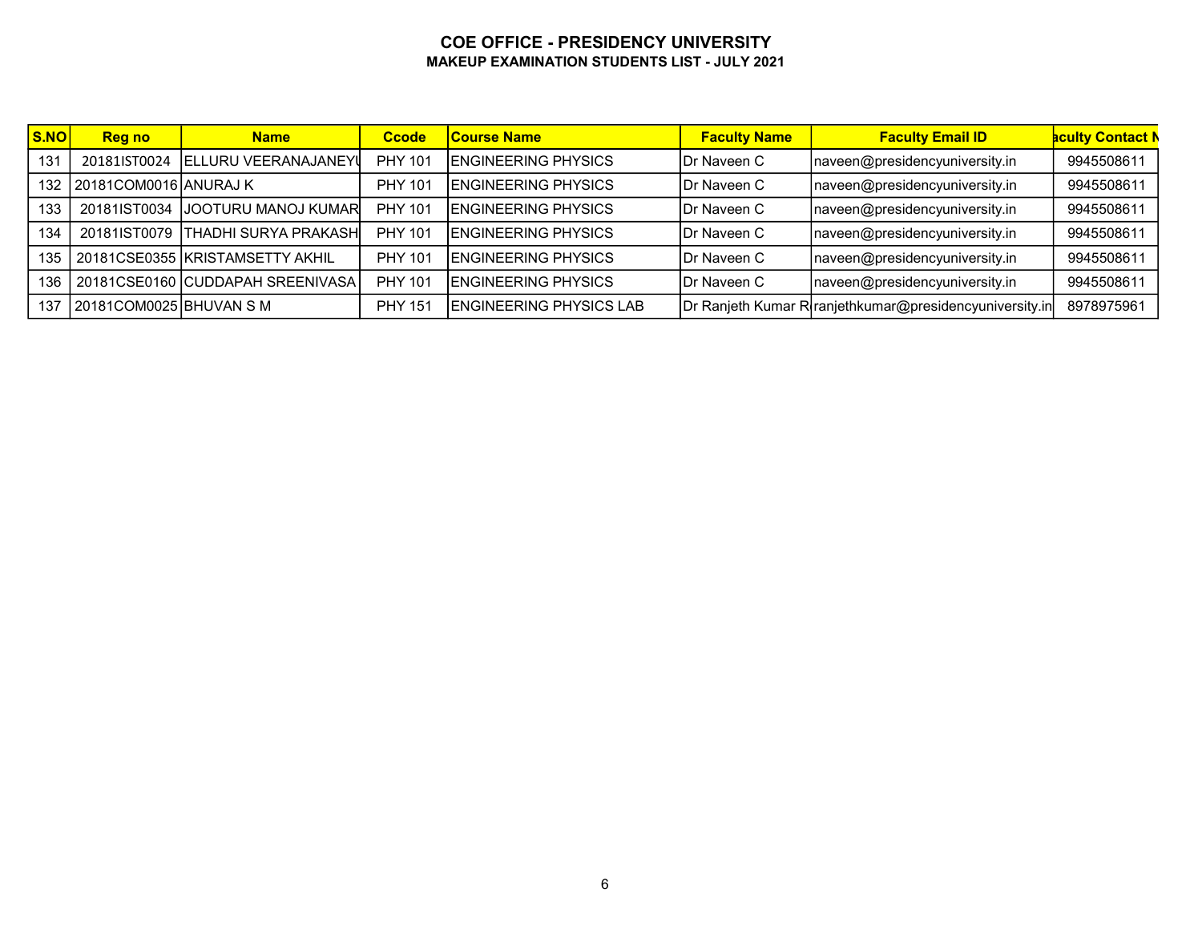## COE OFFICE - PRESIDENCY UNIVERSITY

### MAKEUP EXAMINATION STUDENTS LIST - JULY 2021

| S.NO | Reg no | Name | Ccode | Course Name | Faculty Name | Faculty Email ID | aculty Contact N |
|---|---|---|---|---|---|---|---|
| 131 | 20181IST0024 | ELLURU VEERANAJANEYU | PHY 101 | ENGINEERING PHYSICS | Dr Naveen C | naveen@presidencyuniversity.in | 9945508611 |
| 132 | 20181COM0016 | ANURAJ K | PHY 101 | ENGINEERING PHYSICS | Dr Naveen C | naveen@presidencyuniversity.in | 9945508611 |
| 133 | 20181IST0034 | JOOTURU MANOJ KUMAR | PHY 101 | ENGINEERING PHYSICS | Dr Naveen C | naveen@presidencyuniversity.in | 9945508611 |
| 134 | 20181IST0079 | THADHI SURYA PRAKASH | PHY 101 | ENGINEERING PHYSICS | Dr Naveen C | naveen@presidencyuniversity.in | 9945508611 |
| 135 | 20181CSE0355 | KRISTAMSETTY AKHIL | PHY 101 | ENGINEERING PHYSICS | Dr Naveen C | naveen@presidencyuniversity.in | 9945508611 |
| 136 | 20181CSE0160 | CUDDAPAH SREENIVASA | PHY 101 | ENGINEERING PHYSICS | Dr Naveen C | naveen@presidencyuniversity.in | 9945508611 |
| 137 | 20181COM0025 | BHUVAN S M | PHY 151 | ENGINEERING PHYSICS LAB | Dr Ranjeth Kumar R | ranjethkumar@presidencyuniversity.in | 8978975961 |